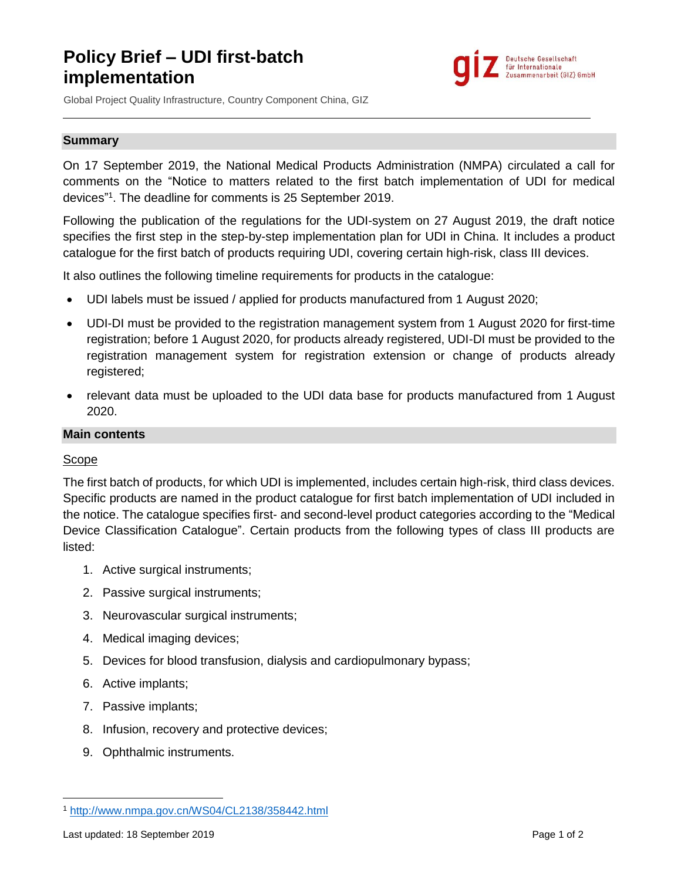# Policy Brief – UDI first-batch implementation

Global Project Quality Infrastructure, Country Component China, GIZ

## Summary

On 17 September 2019, the National Medical Products Administration (NMPA) circulated a call for comments on the "Notice to matters related to the first batch implementation of UDI for medical devices"[1]. The deadline for comments is 25 September 2019.

Following the publication of the regulations for the UDI-system on 27 August 2019, the draft notice specifies the first step in the step-by-step implementation plan for UDI in China. It includes a product catalogue for the first batch of products requiring UDI, covering certain high-risk, class III devices.

It also outlines the following timeline requirements for products in the catalogue:

- UDI labels must be issued / applied for products manufactured from 1 August 2020;
- UDI-DI must be provided to the registration management system from 1 August 2020 for first-time registration; before 1 August 2020, for products already registered, UDI-DI must be provided to the registration management system for registration extension or change of products already registered;
- relevant data must be uploaded to the UDI data base for products manufactured from 1 August 2020.

## Main contents

### Scope

The first batch of products, for which UDI is implemented, includes certain high-risk, third class devices. Specific products are named in the product catalogue for first batch implementation of UDI included in the notice. The catalogue specifies first- and second-level product categories according to the "Medical Device Classification Catalogue". Certain products from the following types of class III products are listed:

1. Active surgical instruments;
2. Passive surgical instruments;
3. Neurovascular surgical instruments;
4. Medical imaging devices;
5. Devices for blood transfusion, dialysis and cardiopulmonary bypass;
6. Active implants;
7. Passive implants;
8. Infusion, recovery and protective devices;
9. Ophthalmic instruments.

[1] http://www.nmpa.gov.cn/WS04/CL2138/358442.html

Last updated: 18 September 2019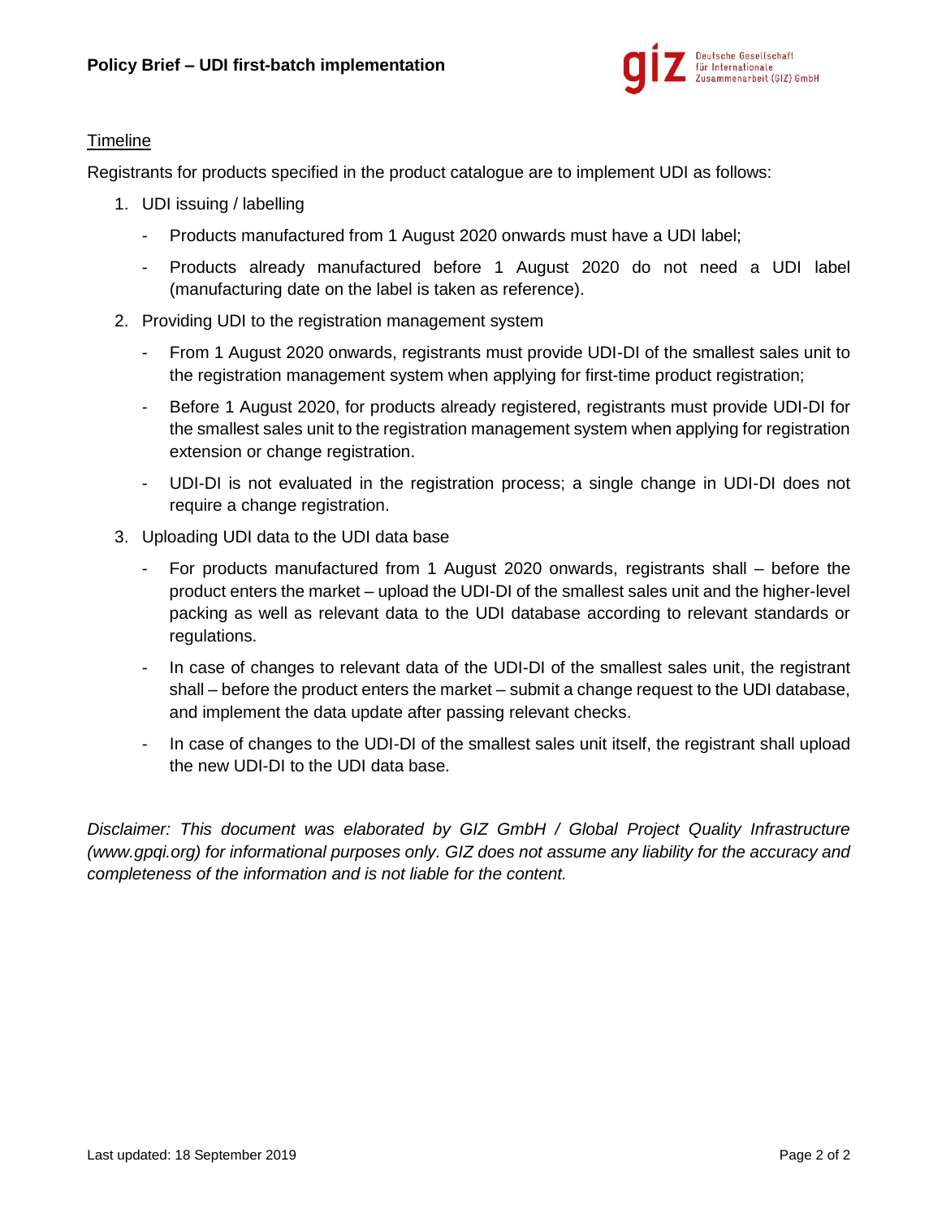Timeline

Registrants for products specified in the product catalogue are to implement UDI as follows:

1. UDI issuing / labelling
   - Products manufactured from 1 August 2020 onwards must have a UDI label;
   - Products already manufactured before 1 August 2020 do not need a UDI label (manufacturing date on the label is taken as reference).
2. Providing UDI to the registration management system
   - From 1 August 2020 onwards, registrants must provide UDI-DI of the smallest sales unit to the registration management system when applying for first-time product registration;
   - Before 1 August 2020, for products already registered, registrants must provide UDI-DI for the smallest sales unit to the registration management system when applying for registration extension or change registration.
   - UDI-DI is not evaluated in the registration process; a single change in UDI-DI does not require a change registration.
3. Uploading UDI data to the UDI data base
   - For products manufactured from 1 August 2020 onwards, registrants shall – before the product enters the market – upload the UDI-DI of the smallest sales unit and the higher-level packing as well as relevant data to the UDI database according to relevant standards or regulations.
   - In case of changes to relevant data of the UDI-DI of the smallest sales unit, the registrant shall – before the product enters the market – submit a change request to the UDI database, and implement the data update after passing relevant checks.
   - In case of changes to the UDI-DI of the smallest sales unit itself, the registrant shall upload the new UDI-DI to the UDI data base.

*Disclaimer: This document was elaborated by GIZ GmbH / Global Project Quality Infrastructure (www.gpqi.org) for informational purposes only. GIZ does not assume any liability for the accuracy and completeness of the information and is not liable for the content.*

Last updated: 18 September 2019